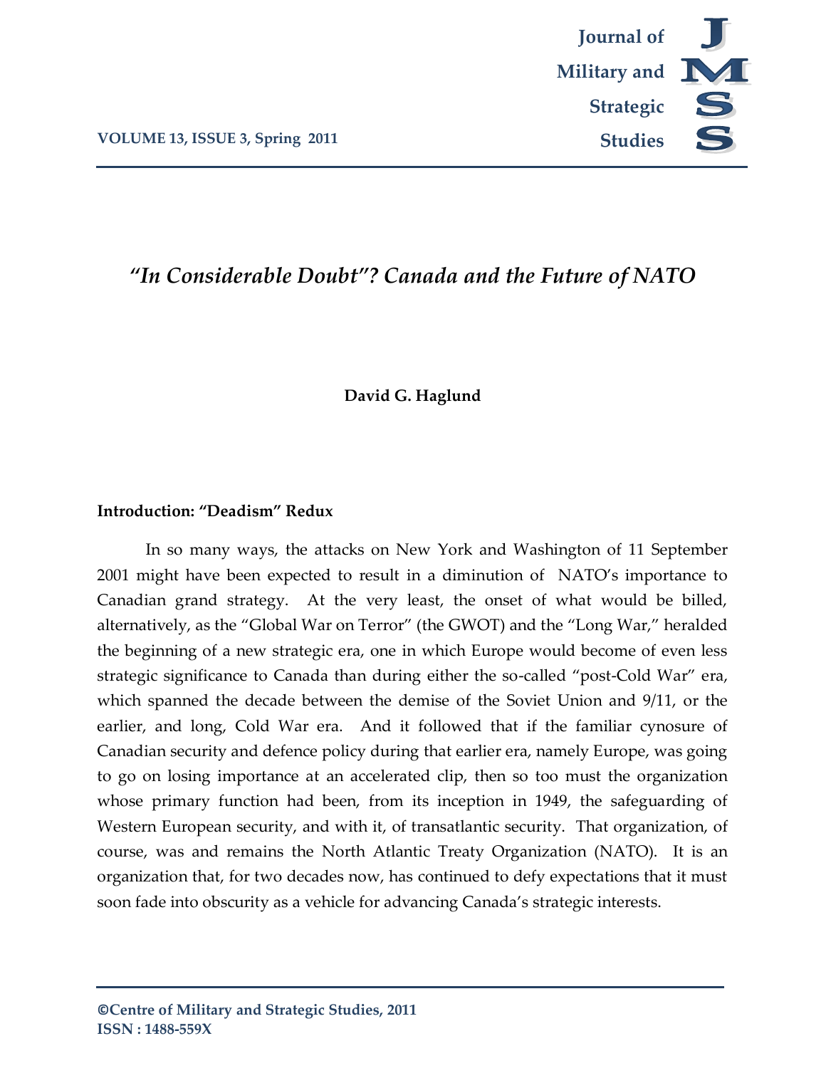# *"In Considerable Doubt"? Canada and the Future of NATO*

**David G. Haglund**

## Introduction: "Deadism" Redux

In so many ways, the attacks on New York and Washington of 11 September 2001 might have been expected to result in a diminution of NATO's importance to Canadian grand strategy. At the very least, the onset of what would be billed, alternatively, as the "Global War on Terror" (the GWOT) and the "Long War," heralded the beginning of a new strategic era, one in which Europe would become of even less strategic significance to Canada than during either the so-called "post-Cold War" era, which spanned the decade between the demise of the Soviet Union and 9/11, or the earlier, and long, Cold War era. And it followed that if the familiar cynosure of Canadian security and defence policy during that earlier era, namely Europe, was going to go on losing importance at an accelerated clip, then so too must the organization whose primary function had been, from its inception in 1949, the safeguarding of Western European security, and with it, of transatlantic security. That organization, of course, was and remains the North Atlantic Treaty Organization (NATO). It is an organization that, for two decades now, has continued to defy expectations that it must soon fade into obscurity as a vehicle for advancing Canada's strategic interests.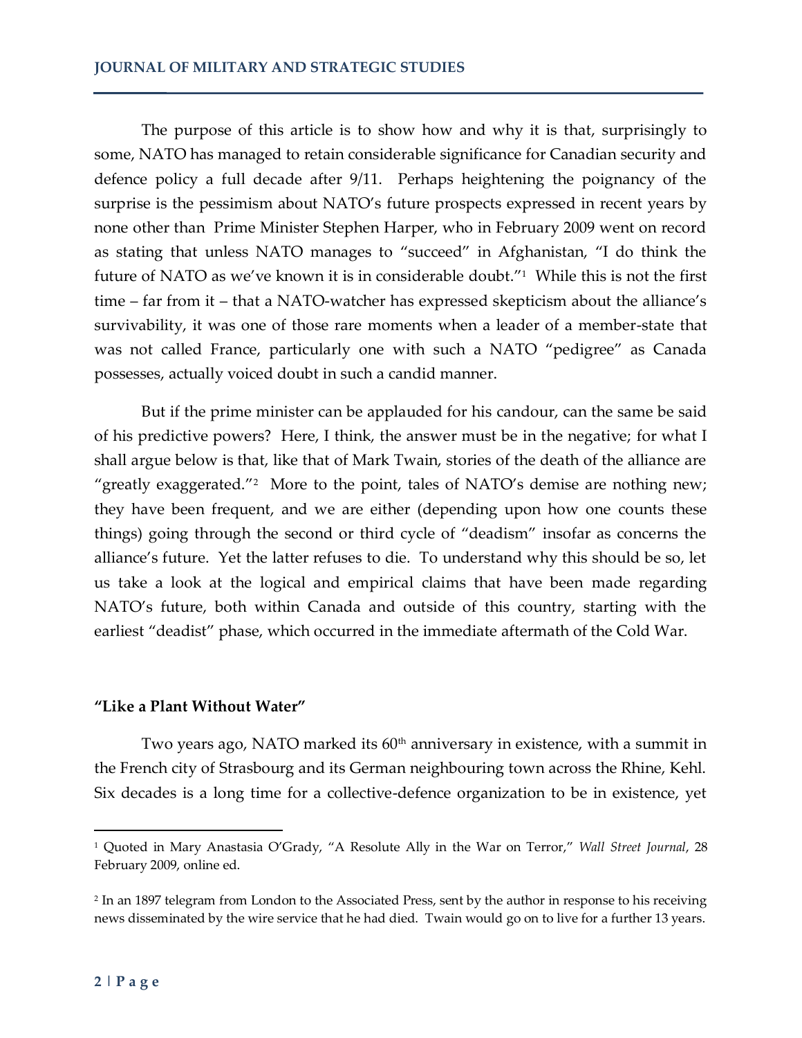The purpose of this article is to show how and why it is that, surprisingly to some, NATO has managed to retain considerable significance for Canadian security and defence policy a full decade after 9/11. Perhaps heightening the poignancy of the surprise is the pessimism about NATO's future prospects expressed in recent years by none other than Prime Minister Stephen Harper, who in February 2009 went on record as stating that unless NATO manages to "succeed" in Afghanistan, "I do think the future of NATO as we've known it is in considerable doubt."[1] While this is not the first time – far from it – that a NATO-watcher has expressed skepticism about the alliance's survivability, it was one of those rare moments when a leader of a member-state that was not called France, particularly one with such a NATO "pedigree" as Canada possesses, actually voiced doubt in such a candid manner.

But if the prime minister can be applauded for his candour, can the same be said of his predictive powers? Here, I think, the answer must be in the negative; for what I shall argue below is that, like that of Mark Twain, stories of the death of the alliance are "greatly exaggerated."[2] More to the point, tales of NATO's demise are nothing new; they have been frequent, and we are either (depending upon how one counts these things) going through the second or third cycle of "deadism" insofar as concerns the alliance's future. Yet the latter refuses to die. To understand why this should be so, let us take a look at the logical and empirical claims that have been made regarding NATO's future, both within Canada and outside of this country, starting with the earliest "deadist" phase, which occurred in the immediate aftermath of the Cold War.

### "Like a Plant Without Water"

Two years ago, NATO marked its 60th anniversary in existence, with a summit in the French city of Strasbourg and its German neighbouring town across the Rhine, Kehl. Six decades is a long time for a collective-defence organization to be in existence, yet

---

[1] Quoted in Mary Anastasia O'Grady, "A Resolute Ally in the War on Terror," *Wall Street Journal*, 28 February 2009, online ed.

[2] In an 1897 telegram from London to the Associated Press, sent by the author in response to his receiving news disseminated by the wire service that he had died. Twain would go on to live for a further 13 years.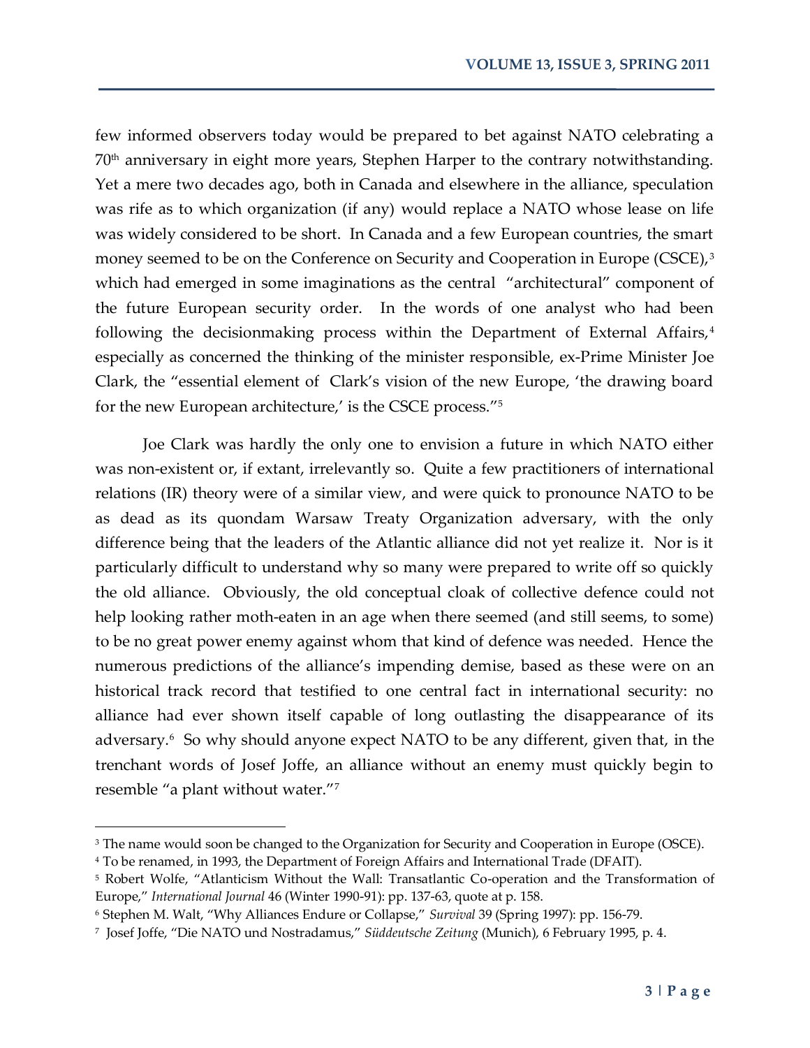few informed observers today would be prepared to bet against NATO celebrating a 70th anniversary in eight more years, Stephen Harper to the contrary notwithstanding. Yet a mere two decades ago, both in Canada and elsewhere in the alliance, speculation was rife as to which organization (if any) would replace a NATO whose lease on life was widely considered to be short. In Canada and a few European countries, the smart money seemed to be on the Conference on Security and Cooperation in Europe (CSCE),[3] which had emerged in some imaginations as the central "architectural" component of the future European security order. In the words of one analyst who had been following the decisionmaking process within the Department of External Affairs,[4] especially as concerned the thinking of the minister responsible, ex-Prime Minister Joe Clark, the "essential element of Clark's vision of the new Europe, 'the drawing board for the new European architecture,' is the CSCE process."[5]

Joe Clark was hardly the only one to envision a future in which NATO either was non-existent or, if extant, irrelevantly so. Quite a few practitioners of international relations (IR) theory were of a similar view, and were quick to pronounce NATO to be as dead as its quondam Warsaw Treaty Organization adversary, with the only difference being that the leaders of the Atlantic alliance did not yet realize it. Nor is it particularly difficult to understand why so many were prepared to write off so quickly the old alliance. Obviously, the old conceptual cloak of collective defence could not help looking rather moth-eaten in an age when there seemed (and still seems, to some) to be no great power enemy against whom that kind of defence was needed. Hence the numerous predictions of the alliance's impending demise, based as these were on an historical track record that testified to one central fact in international security: no alliance had ever shown itself capable of long outlasting the disappearance of its adversary.[6] So why should anyone expect NATO to be any different, given that, in the trenchant words of Josef Joffe, an alliance without an enemy must quickly begin to resemble "a plant without water."[7]

---

[3] The name would soon be changed to the Organization for Security and Cooperation in Europe (OSCE).

[4] To be renamed, in 1993, the Department of Foreign Affairs and International Trade (DFAIT).

[5] Robert Wolfe, "Atlanticism Without the Wall: Transatlantic Co-operation and the Transformation of Europe," *International Journal* 46 (Winter 1990-91): pp. 137-63, quote at p. 158.

[6] Stephen M. Walt, "Why Alliances Endure or Collapse," *Survival* 39 (Spring 1997): pp. 156-79.

[7] Josef Joffe, "Die NATO und Nostradamus," *Süddeutsche Zeitung* (Munich), 6 February 1995, p. 4.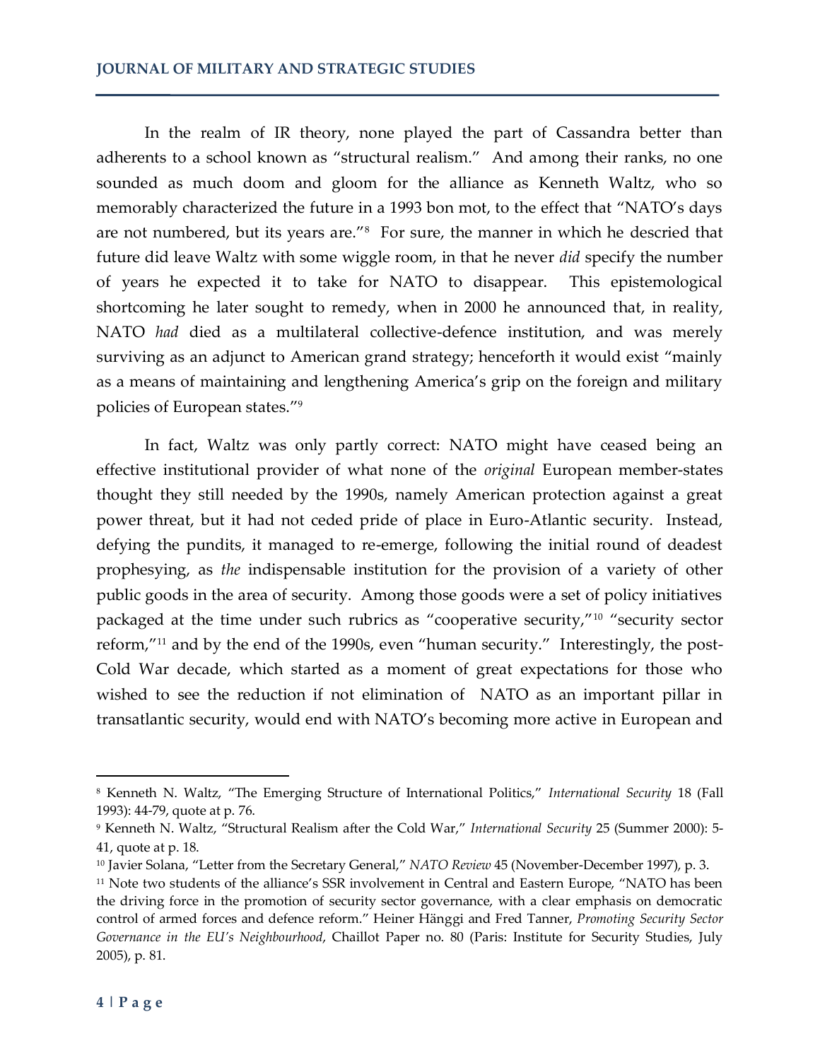In the realm of IR theory, none played the part of Cassandra better than adherents to a school known as "structural realism." And among their ranks, no one sounded as much doom and gloom for the alliance as Kenneth Waltz, who so memorably characterized the future in a 1993 bon mot, to the effect that "NATO's days are not numbered, but its years are."[8] For sure, the manner in which he descried that future did leave Waltz with some wiggle room, in that he never *did* specify the number of years he expected it to take for NATO to disappear. This epistemological shortcoming he later sought to remedy, when in 2000 he announced that, in reality, NATO *had* died as a multilateral collective-defence institution, and was merely surviving as an adjunct to American grand strategy; henceforth it would exist "mainly as a means of maintaining and lengthening America's grip on the foreign and military policies of European states."[9]

In fact, Waltz was only partly correct: NATO might have ceased being an effective institutional provider of what none of the *original* European member-states thought they still needed by the 1990s, namely American protection against a great power threat, but it had not ceded pride of place in Euro-Atlantic security. Instead, defying the pundits, it managed to re-emerge, following the initial round of deadest prophesying, as *the* indispensable institution for the provision of a variety of other public goods in the area of security. Among those goods were a set of policy initiatives packaged at the time under such rubrics as "cooperative security,"[10] "security sector reform,"[11] and by the end of the 1990s, even "human security." Interestingly, the post-Cold War decade, which started as a moment of great expectations for those who wished to see the reduction if not elimination of NATO as an important pillar in transatlantic security, would end with NATO's becoming more active in European and

---

[8] Kenneth N. Waltz, "The Emerging Structure of International Politics," *International Security* 18 (Fall 1993): 44-79, quote at p. 76.

[9] Kenneth N. Waltz, "Structural Realism after the Cold War," *International Security* 25 (Summer 2000): 5-41, quote at p. 18.

[10] Javier Solana, "Letter from the Secretary General," *NATO Review* 45 (November-December 1997), p. 3.

[11] Note two students of the alliance's SSR involvement in Central and Eastern Europe, "NATO has been the driving force in the promotion of security sector governance, with a clear emphasis on democratic control of armed forces and defence reform." Heiner Hänggi and Fred Tanner, *Promoting Security Sector Governance in the EU's Neighbourhood*, Chaillot Paper no. 80 (Paris: Institute for Security Studies, July 2005), p. 81.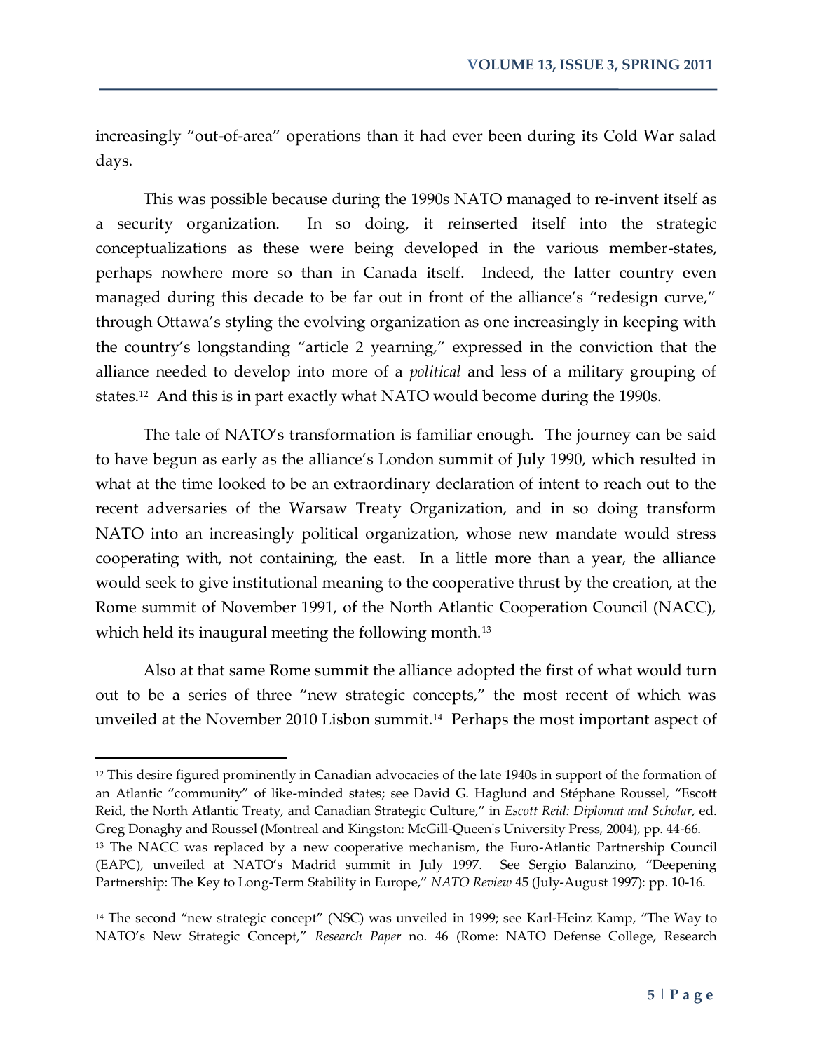increasingly "out-of-area" operations than it had ever been during its Cold War salad days.

This was possible because during the 1990s NATO managed to re-invent itself as a security organization. In so doing, it reinserted itself into the strategic conceptualizations as these were being developed in the various member-states, perhaps nowhere more so than in Canada itself. Indeed, the latter country even managed during this decade to be far out in front of the alliance's "redesign curve," through Ottawa's styling the evolving organization as one increasingly in keeping with the country's longstanding "article 2 yearning," expressed in the conviction that the alliance needed to develop into more of a *political* and less of a military grouping of states.[12] And this is in part exactly what NATO would become during the 1990s.

The tale of NATO's transformation is familiar enough. The journey can be said to have begun as early as the alliance's London summit of July 1990, which resulted in what at the time looked to be an extraordinary declaration of intent to reach out to the recent adversaries of the Warsaw Treaty Organization, and in so doing transform NATO into an increasingly political organization, whose new mandate would stress cooperating with, not containing, the east. In a little more than a year, the alliance would seek to give institutional meaning to the cooperative thrust by the creation, at the Rome summit of November 1991, of the North Atlantic Cooperation Council (NACC), which held its inaugural meeting the following month.[13]

Also at that same Rome summit the alliance adopted the first of what would turn out to be a series of three "new strategic concepts," the most recent of which was unveiled at the November 2010 Lisbon summit.[14] Perhaps the most important aspect of

---

[12] This desire figured prominently in Canadian advocacies of the late 1940s in support of the formation of an Atlantic "community" of like-minded states; see David G. Haglund and Stéphane Roussel, "Escott Reid, the North Atlantic Treaty, and Canadian Strategic Culture," in *Escott Reid: Diplomat and Scholar*, ed. Greg Donaghy and Roussel (Montreal and Kingston: McGill-Queen's University Press, 2004), pp. 44-66.

[13] The NACC was replaced by a new cooperative mechanism, the Euro-Atlantic Partnership Council (EAPC), unveiled at NATO's Madrid summit in July 1997. See Sergio Balanzino, "Deepening Partnership: The Key to Long-Term Stability in Europe," *NATO Review* 45 (July-August 1997): pp. 10-16.

[14] The second "new strategic concept" (NSC) was unveiled in 1999; see Karl-Heinz Kamp, "The Way to NATO's New Strategic Concept," *Research Paper* no. 46 (Rome: NATO Defense College, Research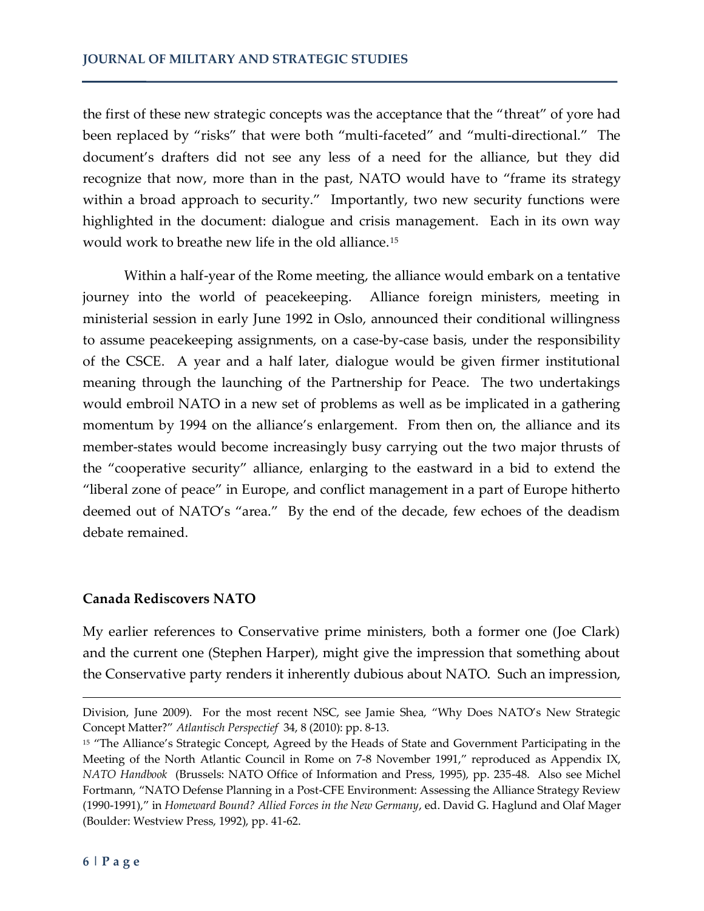the first of these new strategic concepts was the acceptance that the "threat" of yore had been replaced by "risks" that were both "multi-faceted" and "multi-directional." The document's drafters did not see any less of a need for the alliance, but they did recognize that now, more than in the past, NATO would have to "frame its strategy within a broad approach to security." Importantly, two new security functions were highlighted in the document: dialogue and crisis management. Each in its own way would work to breathe new life in the old alliance.[15]

Within a half-year of the Rome meeting, the alliance would embark on a tentative journey into the world of peacekeeping. Alliance foreign ministers, meeting in ministerial session in early June 1992 in Oslo, announced their conditional willingness to assume peacekeeping assignments, on a case-by-case basis, under the responsibility of the CSCE. A year and a half later, dialogue would be given firmer institutional meaning through the launching of the Partnership for Peace. The two undertakings would embroil NATO in a new set of problems as well as be implicated in a gathering momentum by 1994 on the alliance's enlargement. From then on, the alliance and its member-states would become increasingly busy carrying out the two major thrusts of the "cooperative security" alliance, enlarging to the eastward in a bid to extend the "liberal zone of peace" in Europe, and conflict management in a part of Europe hitherto deemed out of NATO's "area." By the end of the decade, few echoes of the deadism debate remained.

### Canada Rediscovers NATO

My earlier references to Conservative prime ministers, both a former one (Joe Clark) and the current one (Stephen Harper), might give the impression that something about the Conservative party renders it inherently dubious about NATO. Such an impression,

---

Division, June 2009). For the most recent NSC, see Jamie Shea, "Why Does NATO's New Strategic Concept Matter?" *Atlantisch Perspectief* 34, 8 (2010): pp. 8-13.

[15] "The Alliance's Strategic Concept, Agreed by the Heads of State and Government Participating in the Meeting of the North Atlantic Council in Rome on 7-8 November 1991," reproduced as Appendix IX, *NATO Handbook* (Brussels: NATO Office of Information and Press, 1995), pp. 235-48. Also see Michel Fortmann, "NATO Defense Planning in a Post-CFE Environment: Assessing the Alliance Strategy Review (1990-1991)," in *Homeward Bound? Allied Forces in the New Germany*, ed. David G. Haglund and Olaf Mager (Boulder: Westview Press, 1992), pp. 41-62.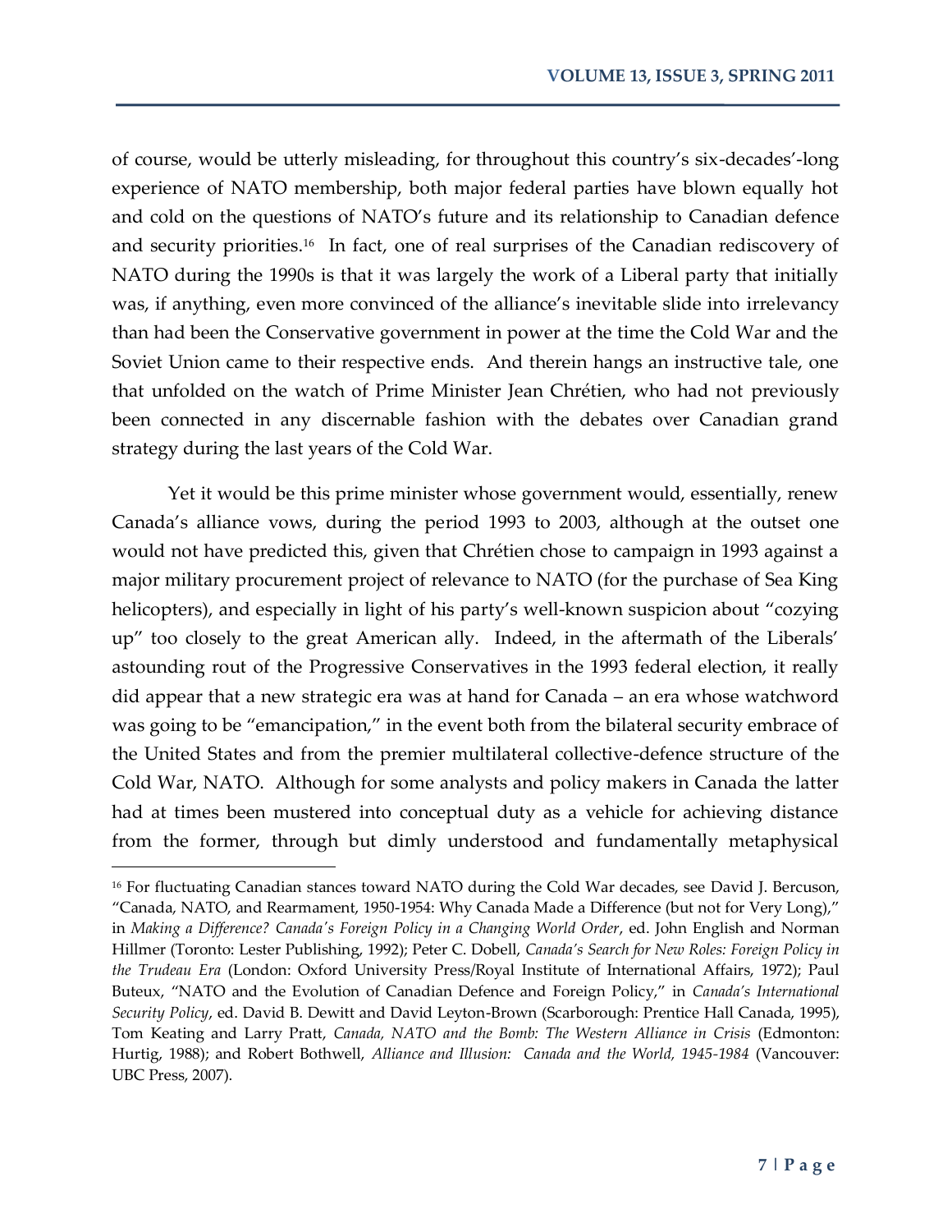of course, would be utterly misleading, for throughout this country's six-decades'-long experience of NATO membership, both major federal parties have blown equally hot and cold on the questions of NATO's future and its relationship to Canadian defence and security priorities.[16] In fact, one of real surprises of the Canadian rediscovery of NATO during the 1990s is that it was largely the work of a Liberal party that initially was, if anything, even more convinced of the alliance's inevitable slide into irrelevancy than had been the Conservative government in power at the time the Cold War and the Soviet Union came to their respective ends. And therein hangs an instructive tale, one that unfolded on the watch of Prime Minister Jean Chrétien, who had not previously been connected in any discernable fashion with the debates over Canadian grand strategy during the last years of the Cold War.

Yet it would be this prime minister whose government would, essentially, renew Canada's alliance vows, during the period 1993 to 2003, although at the outset one would not have predicted this, given that Chrétien chose to campaign in 1993 against a major military procurement project of relevance to NATO (for the purchase of Sea King helicopters), and especially in light of his party's well-known suspicion about "cozying up" too closely to the great American ally. Indeed, in the aftermath of the Liberals' astounding rout of the Progressive Conservatives in the 1993 federal election, it really did appear that a new strategic era was at hand for Canada – an era whose watchword was going to be "emancipation," in the event both from the bilateral security embrace of the United States and from the premier multilateral collective-defence structure of the Cold War, NATO. Although for some analysts and policy makers in Canada the latter had at times been mustered into conceptual duty as a vehicle for achieving distance from the former, through but dimly understood and fundamentally metaphysical

[16] For fluctuating Canadian stances toward NATO during the Cold War decades, see David J. Bercuson, "Canada, NATO, and Rearmament, 1950-1954: Why Canada Made a Difference (but not for Very Long)," in *Making a Difference? Canada's Foreign Policy in a Changing World Order*, ed. John English and Norman Hillmer (Toronto: Lester Publishing, 1992); Peter C. Dobell, *Canada's Search for New Roles: Foreign Policy in the Trudeau Era* (London: Oxford University Press/Royal Institute of International Affairs, 1972); Paul Buteux, "NATO and the Evolution of Canadian Defence and Foreign Policy," in *Canada's International Security Policy*, ed. David B. Dewitt and David Leyton-Brown (Scarborough: Prentice Hall Canada, 1995), Tom Keating and Larry Pratt, *Canada, NATO and the Bomb: The Western Alliance in Crisis* (Edmonton: Hurtig, 1988); and Robert Bothwell, *Alliance and Illusion: Canada and the World, 1945-1984* (Vancouver: UBC Press, 2007).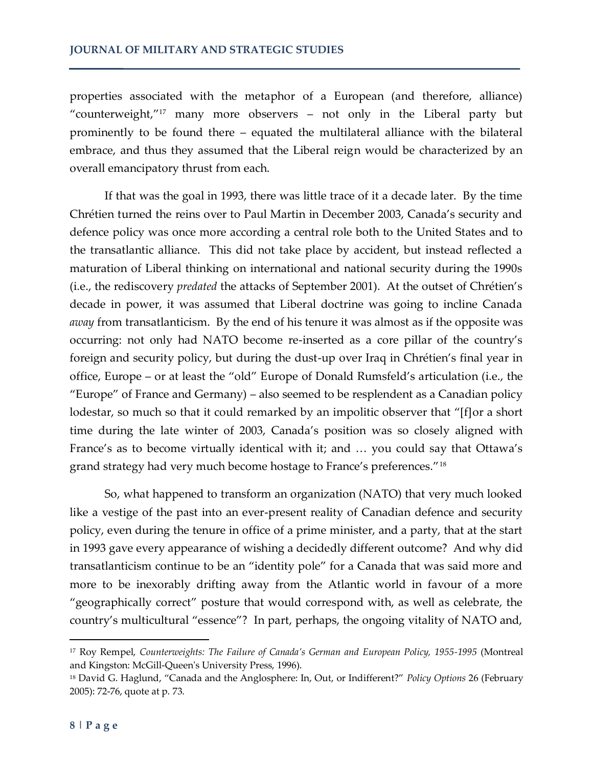properties associated with the metaphor of a European (and therefore, alliance) "counterweight,"[17] many more observers – not only in the Liberal party but prominently to be found there – equated the multilateral alliance with the bilateral embrace, and thus they assumed that the Liberal reign would be characterized by an overall emancipatory thrust from each.

If that was the goal in 1993, there was little trace of it a decade later. By the time Chrétien turned the reins over to Paul Martin in December 2003, Canada's security and defence policy was once more according a central role both to the United States and to the transatlantic alliance. This did not take place by accident, but instead reflected a maturation of Liberal thinking on international and national security during the 1990s (i.e., the rediscovery *predated* the attacks of September 2001). At the outset of Chrétien's decade in power, it was assumed that Liberal doctrine was going to incline Canada *away* from transatlanticism. By the end of his tenure it was almost as if the opposite was occurring: not only had NATO become re-inserted as a core pillar of the country's foreign and security policy, but during the dust-up over Iraq in Chrétien's final year in office, Europe – or at least the "old" Europe of Donald Rumsfeld's articulation (i.e., the "Europe" of France and Germany) – also seemed to be resplendent as a Canadian policy lodestar, so much so that it could remarked by an impolitic observer that "[f]or a short time during the late winter of 2003, Canada's position was so closely aligned with France's as to become virtually identical with it; and … you could say that Ottawa's grand strategy had very much become hostage to France's preferences."[18]

So, what happened to transform an organization (NATO) that very much looked like a vestige of the past into an ever-present reality of Canadian defence and security policy, even during the tenure in office of a prime minister, and a party, that at the start in 1993 gave every appearance of wishing a decidedly different outcome? And why did transatlanticism continue to be an "identity pole" for a Canada that was said more and more to be inexorably drifting away from the Atlantic world in favour of a more "geographically correct" posture that would correspond with, as well as celebrate, the country's multicultural "essence"? In part, perhaps, the ongoing vitality of NATO and,

---

[17] Roy Rempel, *Counterweights: The Failure of Canada's German and European Policy, 1955-1995* (Montreal and Kingston: McGill-Queen's University Press, 1996).

[18] David G. Haglund, "Canada and the Anglosphere: In, Out, or Indifferent?" *Policy Options* 26 (February 2005): 72-76, quote at p. 73.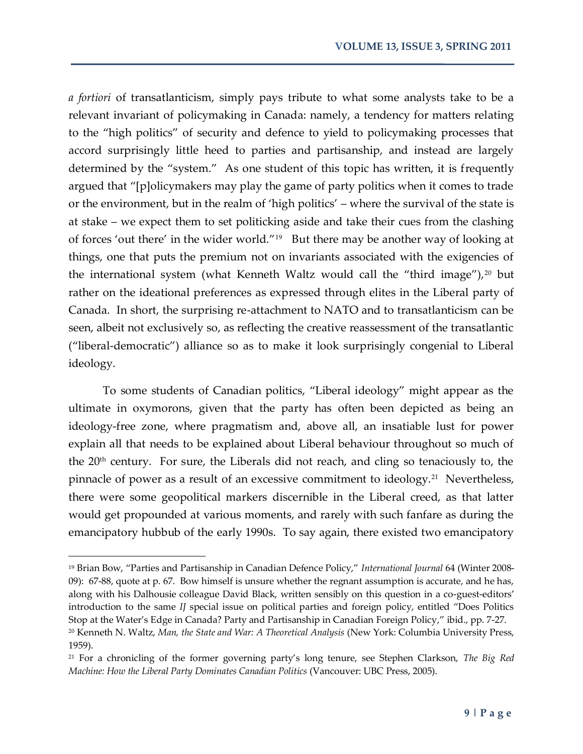*a fortiori* of transatlanticism, simply pays tribute to what some analysts take to be a relevant invariant of policymaking in Canada: namely, a tendency for matters relating to the "high politics" of security and defence to yield to policymaking processes that accord surprisingly little heed to parties and partisanship, and instead are largely determined by the "system." As one student of this topic has written, it is frequently argued that "[p]olicymakers may play the game of party politics when it comes to trade or the environment, but in the realm of 'high politics' – where the survival of the state is at stake – we expect them to set politicking aside and take their cues from the clashing of forces 'out there' in the wider world."[19] But there may be another way of looking at things, one that puts the premium not on invariants associated with the exigencies of the international system (what Kenneth Waltz would call the "third image"),[20] but rather on the ideational preferences as expressed through elites in the Liberal party of Canada. In short, the surprising re-attachment to NATO and to transatlanticism can be seen, albeit not exclusively so, as reflecting the creative reassessment of the transatlantic ("liberal-democratic") alliance so as to make it look surprisingly congenial to Liberal ideology.

To some students of Canadian politics, "Liberal ideology" might appear as the ultimate in oxymorons, given that the party has often been depicted as being an ideology-free zone, where pragmatism and, above all, an insatiable lust for power explain all that needs to be explained about Liberal behaviour throughout so much of the 20th century. For sure, the Liberals did not reach, and cling so tenaciously to, the pinnacle of power as a result of an excessive commitment to ideology.[21] Nevertheless, there were some geopolitical markers discernible in the Liberal creed, as that latter would get propounded at various moments, and rarely with such fanfare as during the emancipatory hubbub of the early 1990s. To say again, there existed two emancipatory

---

[19] Brian Bow, "Parties and Partisanship in Canadian Defence Policy," *International Journal* 64 (Winter 2008-09): 67-88, quote at p. 67. Bow himself is unsure whether the regnant assumption is accurate, and he has, along with his Dalhousie colleague David Black, written sensibly on this question in a co-guest-editors' introduction to the same *IJ* special issue on political parties and foreign policy, entitled "Does Politics Stop at the Water's Edge in Canada? Party and Partisanship in Canadian Foreign Policy," ibid., pp. 7-27.

[20] Kenneth N. Waltz, *Man, the State and War: A Theoretical Analysis* (New York: Columbia University Press, 1959).

[21] For a chronicling of the former governing party's long tenure, see Stephen Clarkson, *The Big Red Machine: How the Liberal Party Dominates Canadian Politics* (Vancouver: UBC Press, 2005).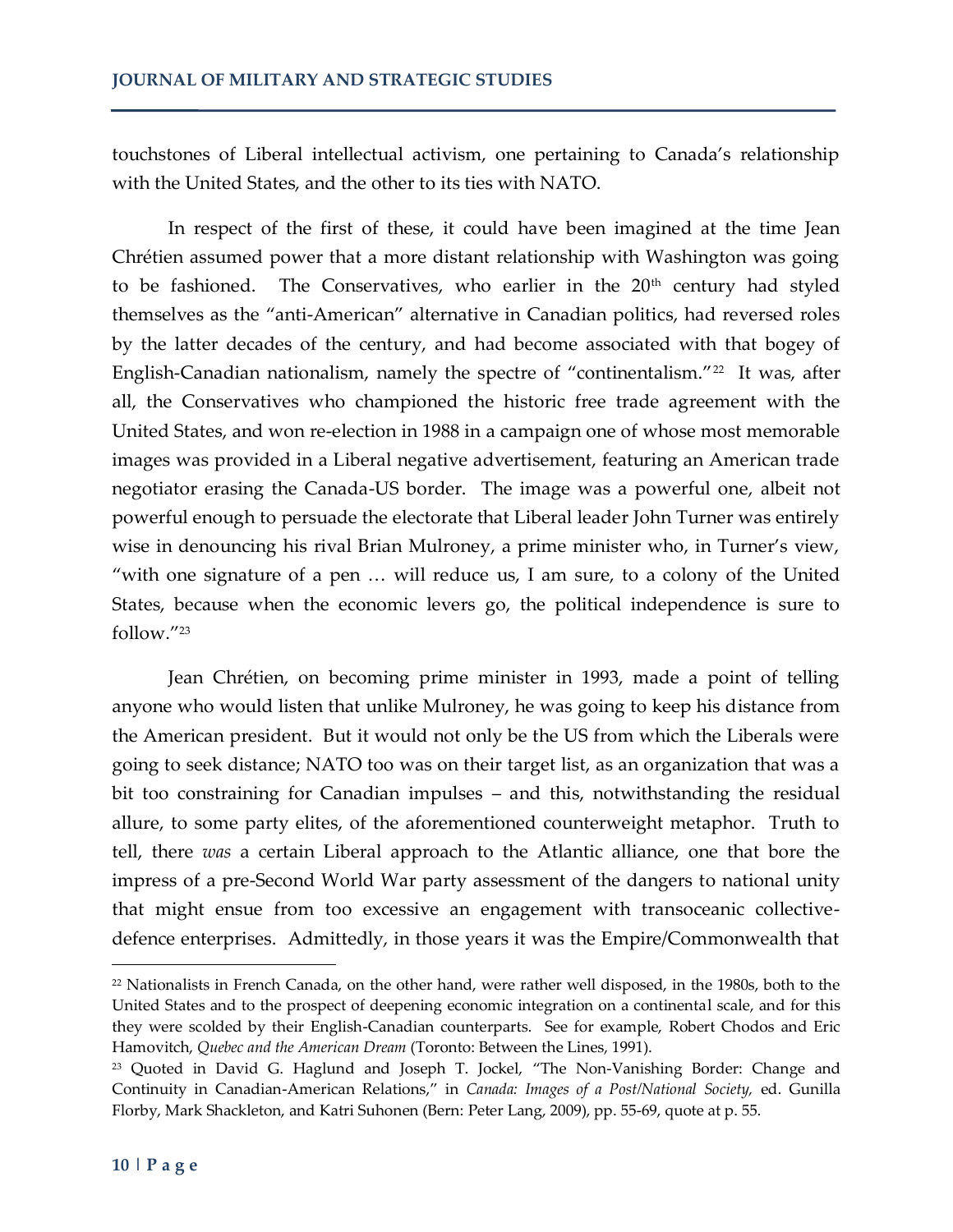touchstones of Liberal intellectual activism, one pertaining to Canada's relationship with the United States, and the other to its ties with NATO.

In respect of the first of these, it could have been imagined at the time Jean Chrétien assumed power that a more distant relationship with Washington was going to be fashioned. The Conservatives, who earlier in the 20th century had styled themselves as the "anti-American" alternative in Canadian politics, had reversed roles by the latter decades of the century, and had become associated with that bogey of English-Canadian nationalism, namely the spectre of "continentalism."[22] It was, after all, the Conservatives who championed the historic free trade agreement with the United States, and won re-election in 1988 in a campaign one of whose most memorable images was provided in a Liberal negative advertisement, featuring an American trade negotiator erasing the Canada-US border. The image was a powerful one, albeit not powerful enough to persuade the electorate that Liberal leader John Turner was entirely wise in denouncing his rival Brian Mulroney, a prime minister who, in Turner's view, "with one signature of a pen … will reduce us, I am sure, to a colony of the United States, because when the economic levers go, the political independence is sure to follow."[23]

Jean Chrétien, on becoming prime minister in 1993, made a point of telling anyone who would listen that unlike Mulroney, he was going to keep his distance from the American president. But it would not only be the US from which the Liberals were going to seek distance; NATO too was on their target list, as an organization that was a bit too constraining for Canadian impulses – and this, notwithstanding the residual allure, to some party elites, of the aforementioned counterweight metaphor. Truth to tell, there *was* a certain Liberal approach to the Atlantic alliance, one that bore the impress of a pre-Second World War party assessment of the dangers to national unity that might ensue from too excessive an engagement with transoceanic collective-defence enterprises. Admittedly, in those years it was the Empire/Commonwealth that

---

[22] Nationalists in French Canada, on the other hand, were rather well disposed, in the 1980s, both to the United States and to the prospect of deepening economic integration on a continental scale, and for this they were scolded by their English-Canadian counterparts. See for example, Robert Chodos and Eric Hamovitch, *Quebec and the American Dream* (Toronto: Between the Lines, 1991).

[23] Quoted in David G. Haglund and Joseph T. Jockel, "The Non-Vanishing Border: Change and Continuity in Canadian-American Relations," in *Canada: Images of a Post/National Society,* ed. Gunilla Florby, Mark Shackleton, and Katri Suhonen (Bern: Peter Lang, 2009), pp. 55-69, quote at p. 55.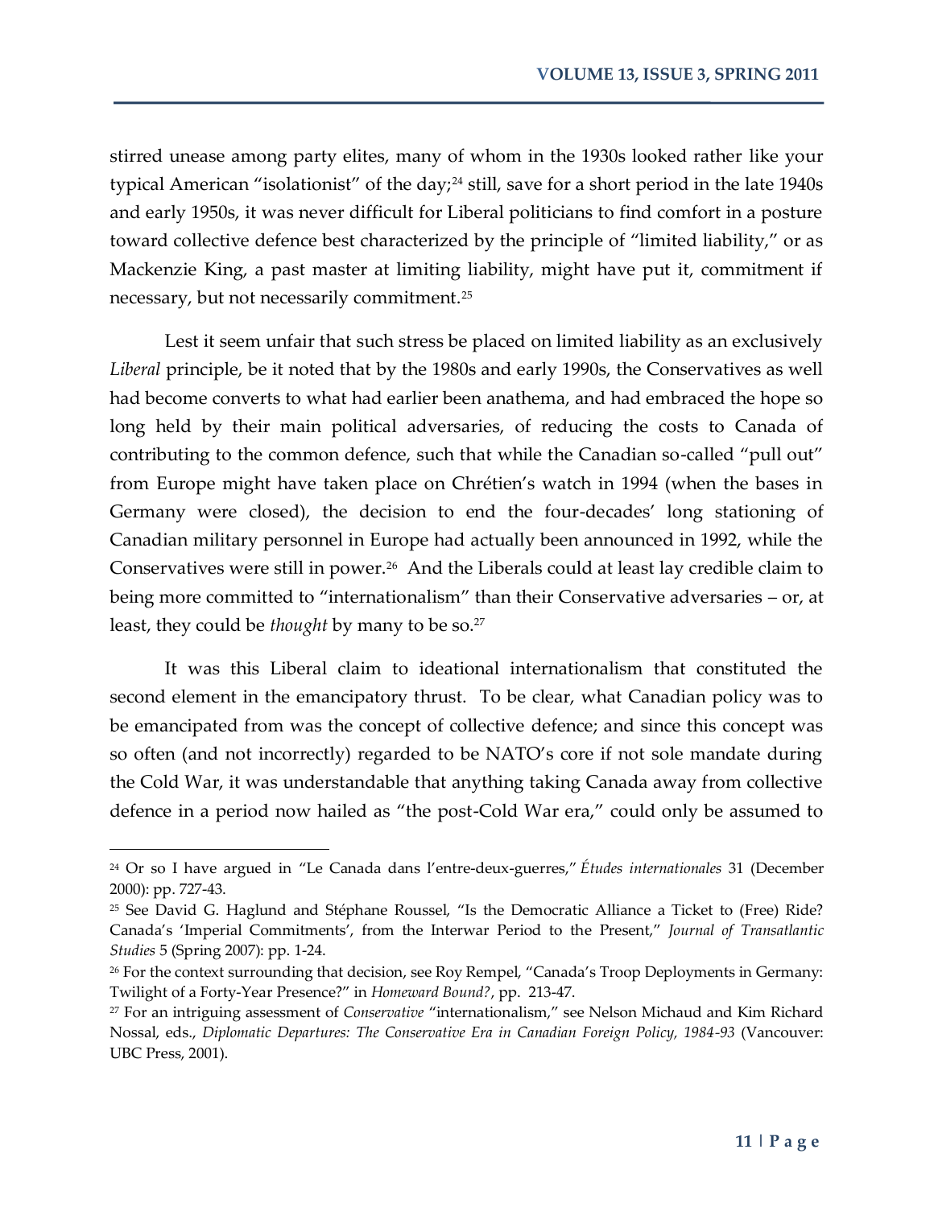stirred unease among party elites, many of whom in the 1930s looked rather like your typical American "isolationist" of the day;[24] still, save for a short period in the late 1940s and early 1950s, it was never difficult for Liberal politicians to find comfort in a posture toward collective defence best characterized by the principle of "limited liability," or as Mackenzie King, a past master at limiting liability, might have put it, commitment if necessary, but not necessarily commitment.[25]

Lest it seem unfair that such stress be placed on limited liability as an exclusively *Liberal* principle, be it noted that by the 1980s and early 1990s, the Conservatives as well had become converts to what had earlier been anathema, and had embraced the hope so long held by their main political adversaries, of reducing the costs to Canada of contributing to the common defence, such that while the Canadian so-called "pull out" from Europe might have taken place on Chrétien's watch in 1994 (when the bases in Germany were closed), the decision to end the four-decades' long stationing of Canadian military personnel in Europe had actually been announced in 1992, while the Conservatives were still in power.[26] And the Liberals could at least lay credible claim to being more committed to "internationalism" than their Conservative adversaries – or, at least, they could be *thought* by many to be so.[27]

It was this Liberal claim to ideational internationalism that constituted the second element in the emancipatory thrust. To be clear, what Canadian policy was to be emancipated from was the concept of collective defence; and since this concept was so often (and not incorrectly) regarded to be NATO's core if not sole mandate during the Cold War, it was understandable that anything taking Canada away from collective defence in a period now hailed as "the post-Cold War era," could only be assumed to

---

[24] Or so I have argued in "Le Canada dans l'entre-deux-guerres," *Études internationales* 31 (December 2000): pp. 727-43.

[25] See David G. Haglund and Stéphane Roussel, "Is the Democratic Alliance a Ticket to (Free) Ride? Canada's 'Imperial Commitments', from the Interwar Period to the Present," *Journal of Transatlantic Studies* 5 (Spring 2007): pp. 1-24.

[26] For the context surrounding that decision, see Roy Rempel, "Canada's Troop Deployments in Germany: Twilight of a Forty-Year Presence?" in *Homeward Bound?*, pp. 213-47.

[27] For an intriguing assessment of *Conservative* "internationalism," see Nelson Michaud and Kim Richard Nossal, eds., *Diplomatic Departures: The Conservative Era in Canadian Foreign Policy, 1984-93* (Vancouver: UBC Press, 2001).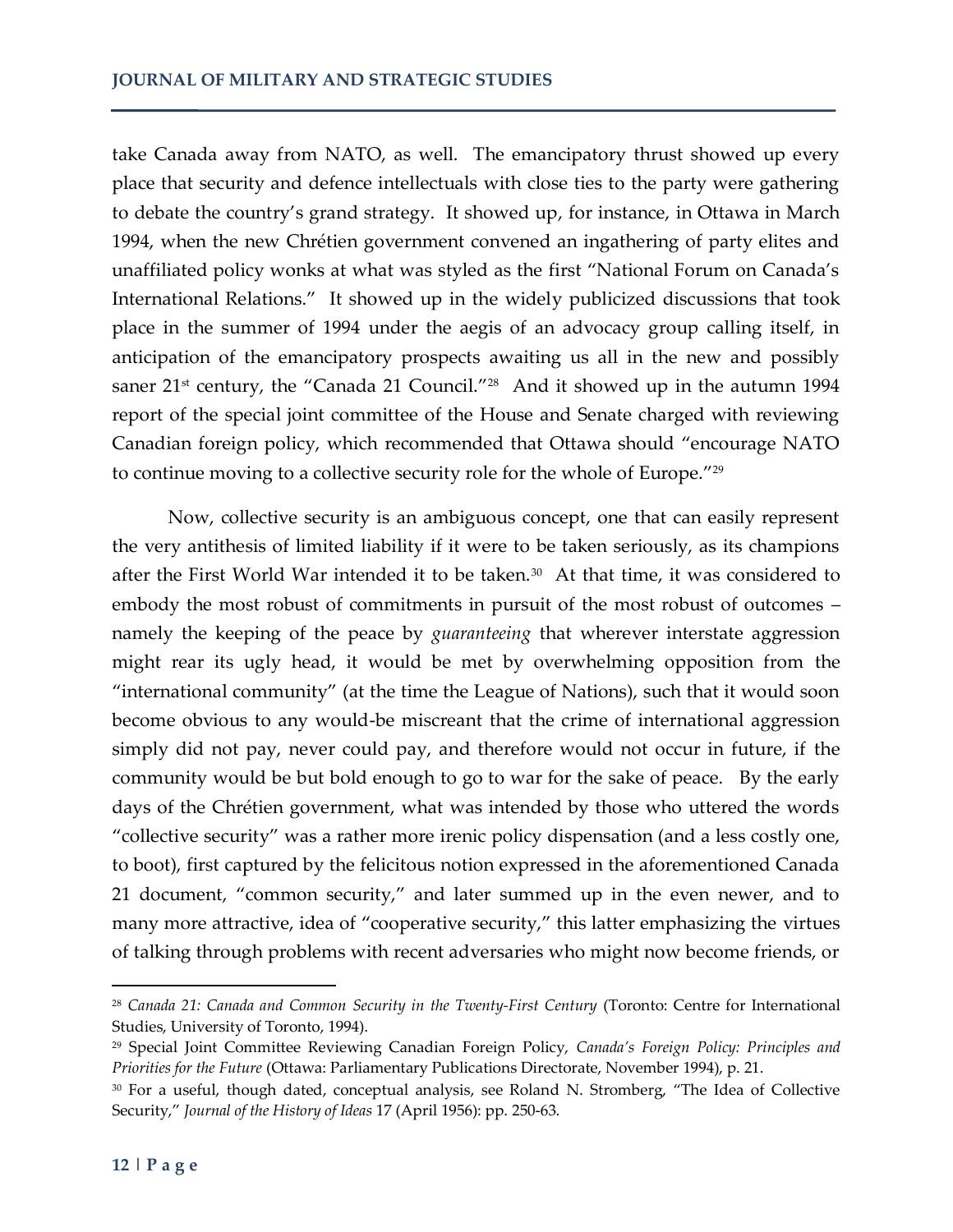take Canada away from NATO, as well. The emancipatory thrust showed up every place that security and defence intellectuals with close ties to the party were gathering to debate the country's grand strategy. It showed up, for instance, in Ottawa in March 1994, when the new Chrétien government convened an ingathering of party elites and unaffiliated policy wonks at what was styled as the first "National Forum on Canada's International Relations." It showed up in the widely publicized discussions that took place in the summer of 1994 under the aegis of an advocacy group calling itself, in anticipation of the emancipatory prospects awaiting us all in the new and possibly saner 21st century, the "Canada 21 Council."[28] And it showed up in the autumn 1994 report of the special joint committee of the House and Senate charged with reviewing Canadian foreign policy, which recommended that Ottawa should "encourage NATO to continue moving to a collective security role for the whole of Europe."[29]

Now, collective security is an ambiguous concept, one that can easily represent the very antithesis of limited liability if it were to be taken seriously, as its champions after the First World War intended it to be taken.[30] At that time, it was considered to embody the most robust of commitments in pursuit of the most robust of outcomes – namely the keeping of the peace by *guaranteeing* that wherever interstate aggression might rear its ugly head, it would be met by overwhelming opposition from the "international community" (at the time the League of Nations), such that it would soon become obvious to any would-be miscreant that the crime of international aggression simply did not pay, never could pay, and therefore would not occur in future, if the community would be but bold enough to go to war for the sake of peace. By the early days of the Chrétien government, what was intended by those who uttered the words "collective security" was a rather more irenic policy dispensation (and a less costly one, to boot), first captured by the felicitous notion expressed in the aforementioned Canada 21 document, "common security," and later summed up in the even newer, and to many more attractive, idea of "cooperative security," this latter emphasizing the virtues of talking through problems with recent adversaries who might now become friends, or

---

[28] *Canada 21: Canada and Common Security in the Twenty-First Century* (Toronto: Centre for International Studies, University of Toronto, 1994).

[29] Special Joint Committee Reviewing Canadian Foreign Policy, *Canada's Foreign Policy: Principles and Priorities for the Future* (Ottawa: Parliamentary Publications Directorate, November 1994), p. 21.

[30] For a useful, though dated, conceptual analysis, see Roland N. Stromberg, "The Idea of Collective Security," *Journal of the History of Ideas* 17 (April 1956): pp. 250-63.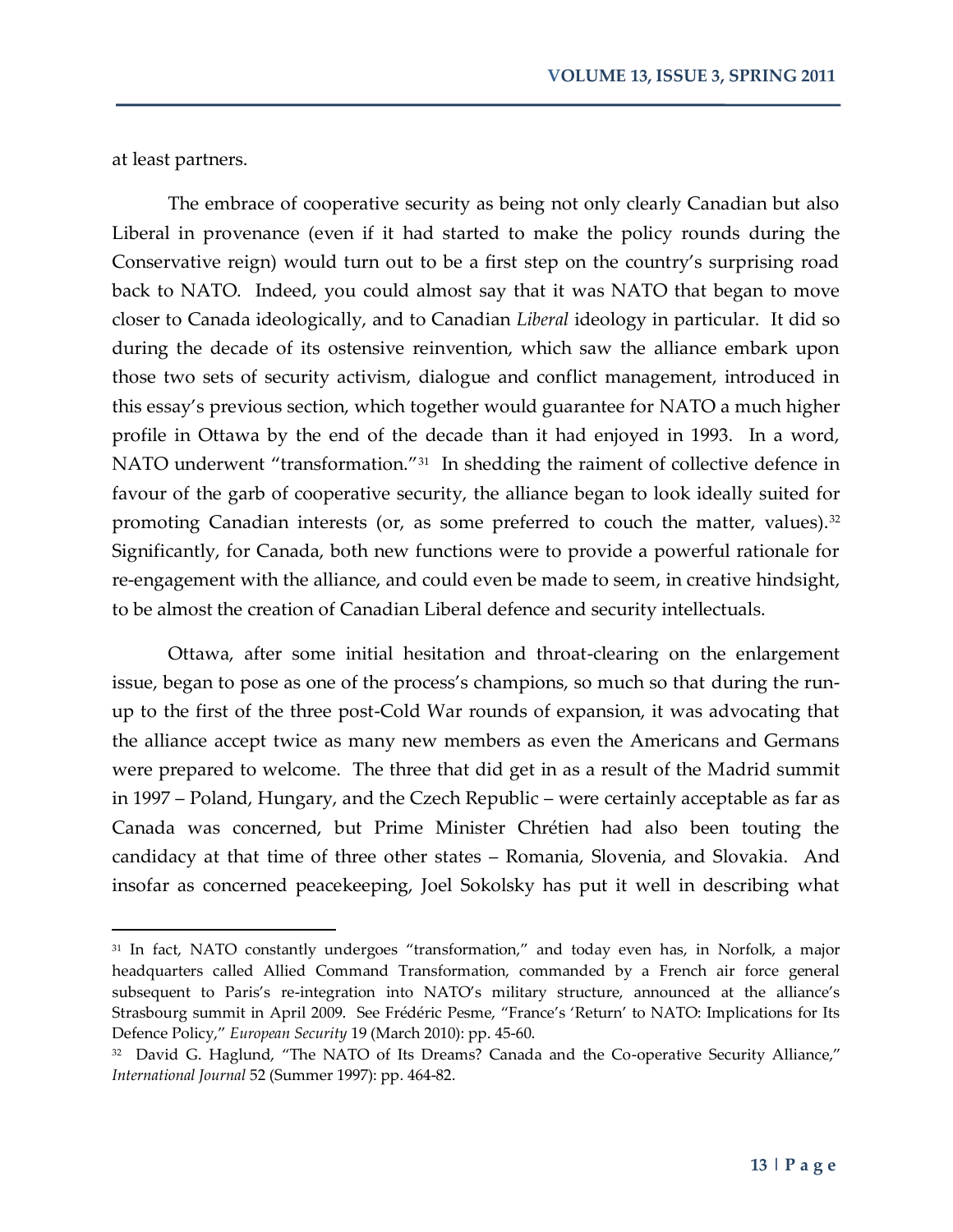at least partners.

The embrace of cooperative security as being not only clearly Canadian but also Liberal in provenance (even if it had started to make the policy rounds during the Conservative reign) would turn out to be a first step on the country's surprising road back to NATO. Indeed, you could almost say that it was NATO that began to move closer to Canada ideologically, and to Canadian *Liberal* ideology in particular. It did so during the decade of its ostensive reinvention, which saw the alliance embark upon those two sets of security activism, dialogue and conflict management, introduced in this essay's previous section, which together would guarantee for NATO a much higher profile in Ottawa by the end of the decade than it had enjoyed in 1993. In a word, NATO underwent "transformation."[31] In shedding the raiment of collective defence in favour of the garb of cooperative security, the alliance began to look ideally suited for promoting Canadian interests (or, as some preferred to couch the matter, values).[32] Significantly, for Canada, both new functions were to provide a powerful rationale for re-engagement with the alliance, and could even be made to seem, in creative hindsight, to be almost the creation of Canadian Liberal defence and security intellectuals.

Ottawa, after some initial hesitation and throat-clearing on the enlargement issue, began to pose as one of the process's champions, so much so that during the run-up to the first of the three post-Cold War rounds of expansion, it was advocating that the alliance accept twice as many new members as even the Americans and Germans were prepared to welcome. The three that did get in as a result of the Madrid summit in 1997 – Poland, Hungary, and the Czech Republic – were certainly acceptable as far as Canada was concerned, but Prime Minister Chrétien had also been touting the candidacy at that time of three other states – Romania, Slovenia, and Slovakia. And insofar as concerned peacekeeping, Joel Sokolsky has put it well in describing what

---

[31] In fact, NATO constantly undergoes "transformation," and today even has, in Norfolk, a major headquarters called Allied Command Transformation, commanded by a French air force general subsequent to Paris's re-integration into NATO's military structure, announced at the alliance's Strasbourg summit in April 2009. See Frédéric Pesme, "France's 'Return' to NATO: Implications for Its Defence Policy," *European Security* 19 (March 2010): pp. 45-60.

[32] David G. Haglund, "The NATO of Its Dreams? Canada and the Co-operative Security Alliance," *International Journal* 52 (Summer 1997): pp. 464-82.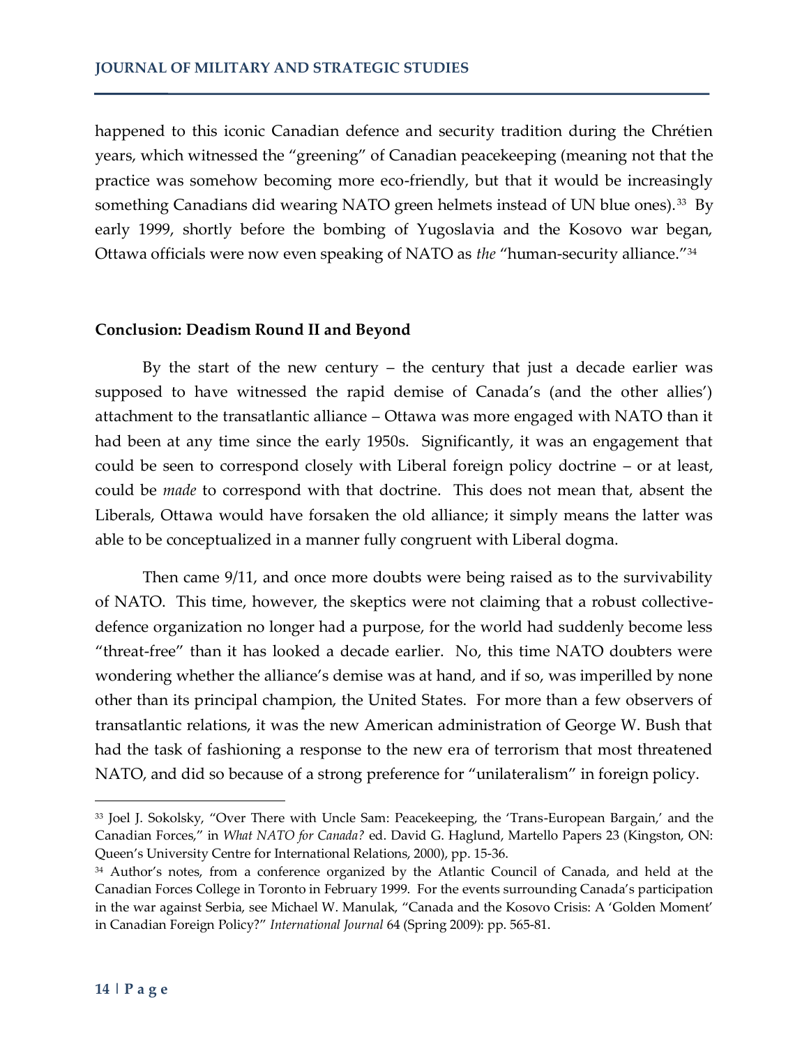happened to this iconic Canadian defence and security tradition during the Chrétien years, which witnessed the "greening" of Canadian peacekeeping (meaning not that the practice was somehow becoming more eco-friendly, but that it would be increasingly something Canadians did wearing NATO green helmets instead of UN blue ones).[33] By early 1999, shortly before the bombing of Yugoslavia and the Kosovo war began, Ottawa officials were now even speaking of NATO as *the* "human-security alliance."[34]

## Conclusion: Deadism Round II and Beyond

By the start of the new century – the century that just a decade earlier was supposed to have witnessed the rapid demise of Canada's (and the other allies') attachment to the transatlantic alliance – Ottawa was more engaged with NATO than it had been at any time since the early 1950s. Significantly, it was an engagement that could be seen to correspond closely with Liberal foreign policy doctrine – or at least, could be *made* to correspond with that doctrine. This does not mean that, absent the Liberals, Ottawa would have forsaken the old alliance; it simply means the latter was able to be conceptualized in a manner fully congruent with Liberal dogma.

Then came 9/11, and once more doubts were being raised as to the survivability of NATO. This time, however, the skeptics were not claiming that a robust collective-defence organization no longer had a purpose, for the world had suddenly become less "threat-free" than it has looked a decade earlier. No, this time NATO doubters were wondering whether the alliance's demise was at hand, and if so, was imperilled by none other than its principal champion, the United States. For more than a few observers of transatlantic relations, it was the new American administration of George W. Bush that had the task of fashioning a response to the new era of terrorism that most threatened NATO, and did so because of a strong preference for "unilateralism" in foreign policy.

---

[33] Joel J. Sokolsky, "Over There with Uncle Sam: Peacekeeping, the 'Trans-European Bargain,' and the Canadian Forces," in *What NATO for Canada?* ed. David G. Haglund, Martello Papers 23 (Kingston, ON: Queen's University Centre for International Relations, 2000), pp. 15-36.

[34] Author's notes, from a conference organized by the Atlantic Council of Canada, and held at the Canadian Forces College in Toronto in February 1999. For the events surrounding Canada's participation in the war against Serbia, see Michael W. Manulak, "Canada and the Kosovo Crisis: A 'Golden Moment' in Canadian Foreign Policy?" *International Journal* 64 (Spring 2009): pp. 565-81.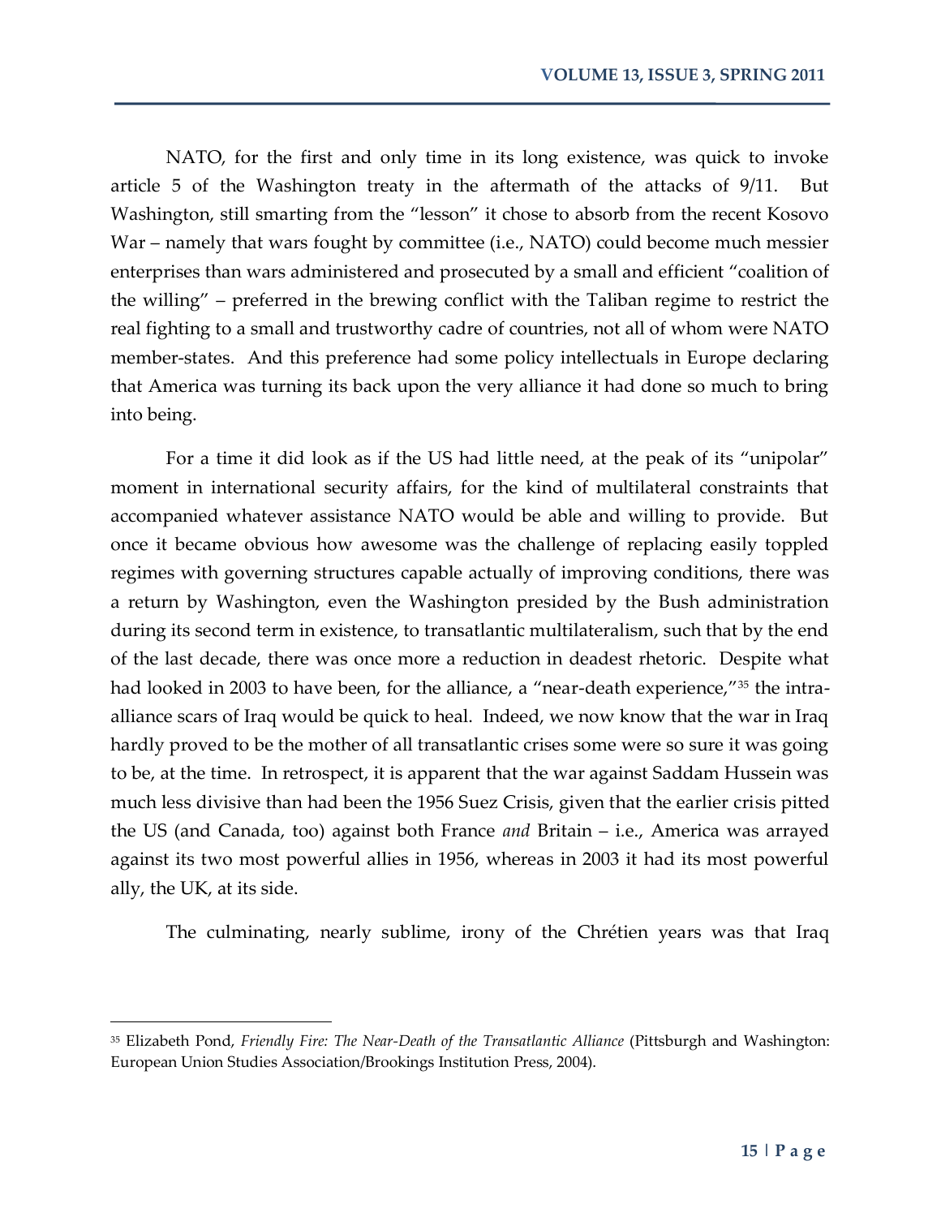NATO, for the first and only time in its long existence, was quick to invoke article 5 of the Washington treaty in the aftermath of the attacks of 9/11. But Washington, still smarting from the "lesson" it chose to absorb from the recent Kosovo War – namely that wars fought by committee (i.e., NATO) could become much messier enterprises than wars administered and prosecuted by a small and efficient "coalition of the willing" – preferred in the brewing conflict with the Taliban regime to restrict the real fighting to a small and trustworthy cadre of countries, not all of whom were NATO member-states. And this preference had some policy intellectuals in Europe declaring that America was turning its back upon the very alliance it had done so much to bring into being.

For a time it did look as if the US had little need, at the peak of its "unipolar" moment in international security affairs, for the kind of multilateral constraints that accompanied whatever assistance NATO would be able and willing to provide. But once it became obvious how awesome was the challenge of replacing easily toppled regimes with governing structures capable actually of improving conditions, there was a return by Washington, even the Washington presided by the Bush administration during its second term in existence, to transatlantic multilateralism, such that by the end of the last decade, there was once more a reduction in deadest rhetoric. Despite what had looked in 2003 to have been, for the alliance, a "near-death experience,"[35] the intra-alliance scars of Iraq would be quick to heal. Indeed, we now know that the war in Iraq hardly proved to be the mother of all transatlantic crises some were so sure it was going to be, at the time. In retrospect, it is apparent that the war against Saddam Hussein was much less divisive than had been the 1956 Suez Crisis, given that the earlier crisis pitted the US (and Canada, too) against both France *and* Britain – i.e., America was arrayed against its two most powerful allies in 1956, whereas in 2003 it had its most powerful ally, the UK, at its side.

The culminating, nearly sublime, irony of the Chrétien years was that Iraq

---

[35] Elizabeth Pond, *Friendly Fire: The Near-Death of the Transatlantic Alliance* (Pittsburgh and Washington: European Union Studies Association/Brookings Institution Press, 2004).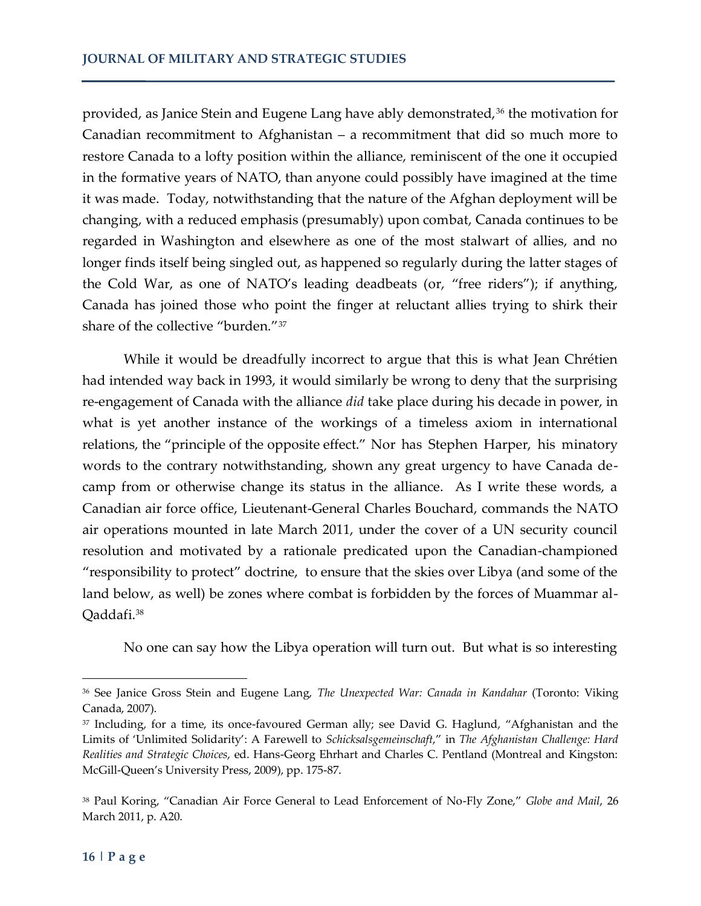provided, as Janice Stein and Eugene Lang have ably demonstrated,[36] the motivation for Canadian recommitment to Afghanistan – a recommitment that did so much more to restore Canada to a lofty position within the alliance, reminiscent of the one it occupied in the formative years of NATO, than anyone could possibly have imagined at the time it was made. Today, notwithstanding that the nature of the Afghan deployment will be changing, with a reduced emphasis (presumably) upon combat, Canada continues to be regarded in Washington and elsewhere as one of the most stalwart of allies, and no longer finds itself being singled out, as happened so regularly during the latter stages of the Cold War, as one of NATO's leading deadbeats (or, "free riders"); if anything, Canada has joined those who point the finger at reluctant allies trying to shirk their share of the collective "burden."[37]

While it would be dreadfully incorrect to argue that this is what Jean Chrétien had intended way back in 1993, it would similarly be wrong to deny that the surprising re-engagement of Canada with the alliance *did* take place during his decade in power, in what is yet another instance of the workings of a timeless axiom in international relations, the "principle of the opposite effect." Nor has Stephen Harper, his minatory words to the contrary notwithstanding, shown any great urgency to have Canada de-camp from or otherwise change its status in the alliance. As I write these words, a Canadian air force office, Lieutenant-General Charles Bouchard, commands the NATO air operations mounted in late March 2011, under the cover of a UN security council resolution and motivated by a rationale predicated upon the Canadian-championed "responsibility to protect" doctrine, to ensure that the skies over Libya (and some of the land below, as well) be zones where combat is forbidden by the forces of Muammar al-Qaddafi.[38]

No one can say how the Libya operation will turn out. But what is so interesting

---

[36] See Janice Gross Stein and Eugene Lang, *The Unexpected War: Canada in Kandahar* (Toronto: Viking Canada, 2007).

[37] Including, for a time, its once-favoured German ally; see David G. Haglund, "Afghanistan and the Limits of 'Unlimited Solidarity': A Farewell to *Schicksalsgemeinschaft*," in *The Afghanistan Challenge: Hard Realities and Strategic Choices*, ed. Hans-Georg Ehrhart and Charles C. Pentland (Montreal and Kingston: McGill-Queen's University Press, 2009), pp. 175-87.

[38] Paul Koring, "Canadian Air Force General to Lead Enforcement of No-Fly Zone," *Globe and Mail*, 26 March 2011, p. A20.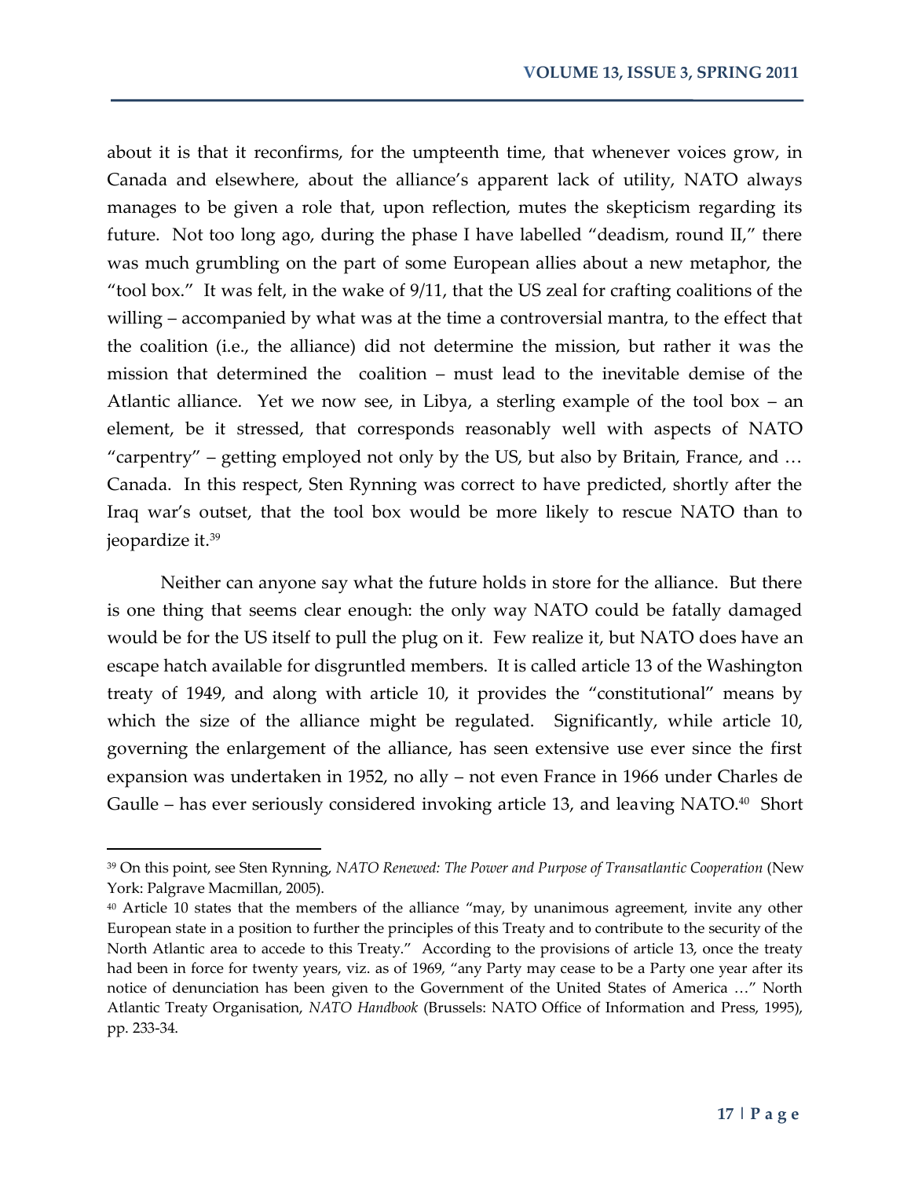about it is that it reconfirms, for the umpteenth time, that whenever voices grow, in Canada and elsewhere, about the alliance's apparent lack of utility, NATO always manages to be given a role that, upon reflection, mutes the skepticism regarding its future. Not too long ago, during the phase I have labelled "deadism, round II," there was much grumbling on the part of some European allies about a new metaphor, the "tool box." It was felt, in the wake of 9/11, that the US zeal for crafting coalitions of the willing – accompanied by what was at the time a controversial mantra, to the effect that the coalition (i.e., the alliance) did not determine the mission, but rather it was the mission that determined the coalition – must lead to the inevitable demise of the Atlantic alliance. Yet we now see, in Libya, a sterling example of the tool box – an element, be it stressed, that corresponds reasonably well with aspects of NATO "carpentry" – getting employed not only by the US, but also by Britain, France, and … Canada. In this respect, Sten Rynning was correct to have predicted, shortly after the Iraq war's outset, that the tool box would be more likely to rescue NATO than to jeopardize it.[39]

Neither can anyone say what the future holds in store for the alliance. But there is one thing that seems clear enough: the only way NATO could be fatally damaged would be for the US itself to pull the plug on it. Few realize it, but NATO does have an escape hatch available for disgruntled members. It is called article 13 of the Washington treaty of 1949, and along with article 10, it provides the "constitutional" means by which the size of the alliance might be regulated. Significantly, while article 10, governing the enlargement of the alliance, has seen extensive use ever since the first expansion was undertaken in 1952, no ally – not even France in 1966 under Charles de Gaulle – has ever seriously considered invoking article 13, and leaving NATO.[40] Short

---

[39] On this point, see Sten Rynning, *NATO Renewed: The Power and Purpose of Transatlantic Cooperation* (New York: Palgrave Macmillan, 2005).

[40] Article 10 states that the members of the alliance "may, by unanimous agreement, invite any other European state in a position to further the principles of this Treaty and to contribute to the security of the North Atlantic area to accede to this Treaty." According to the provisions of article 13, once the treaty had been in force for twenty years, viz. as of 1969, "any Party may cease to be a Party one year after its notice of denunciation has been given to the Government of the United States of America …" North Atlantic Treaty Organisation, *NATO Handbook* (Brussels: NATO Office of Information and Press, 1995), pp. 233-34.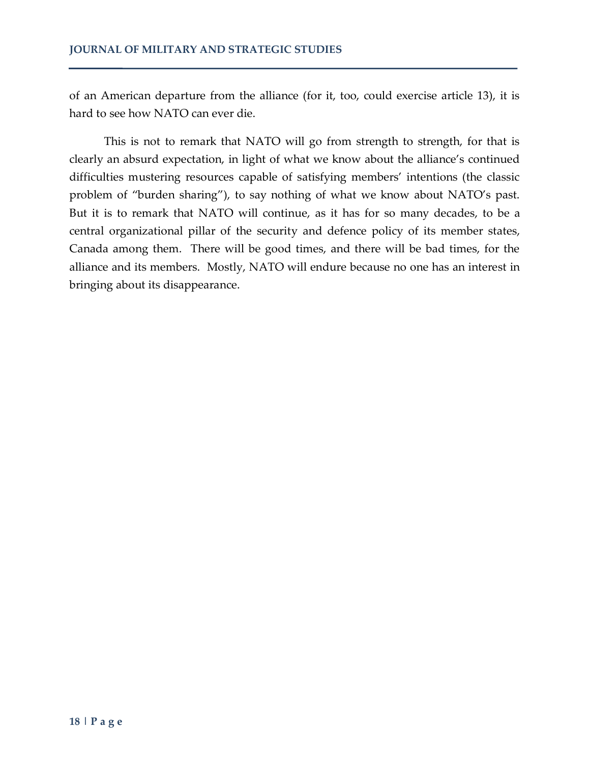of an American departure from the alliance (for it, too, could exercise article 13), it is hard to see how NATO can ever die.

This is not to remark that NATO will go from strength to strength, for that is clearly an absurd expectation, in light of what we know about the alliance's continued difficulties mustering resources capable of satisfying members' intentions (the classic problem of "burden sharing"), to say nothing of what we know about NATO's past. But it is to remark that NATO will continue, as it has for so many decades, to be a central organizational pillar of the security and defence policy of its member states, Canada among them. There will be good times, and there will be bad times, for the alliance and its members. Mostly, NATO will endure because no one has an interest in bringing about its disappearance.